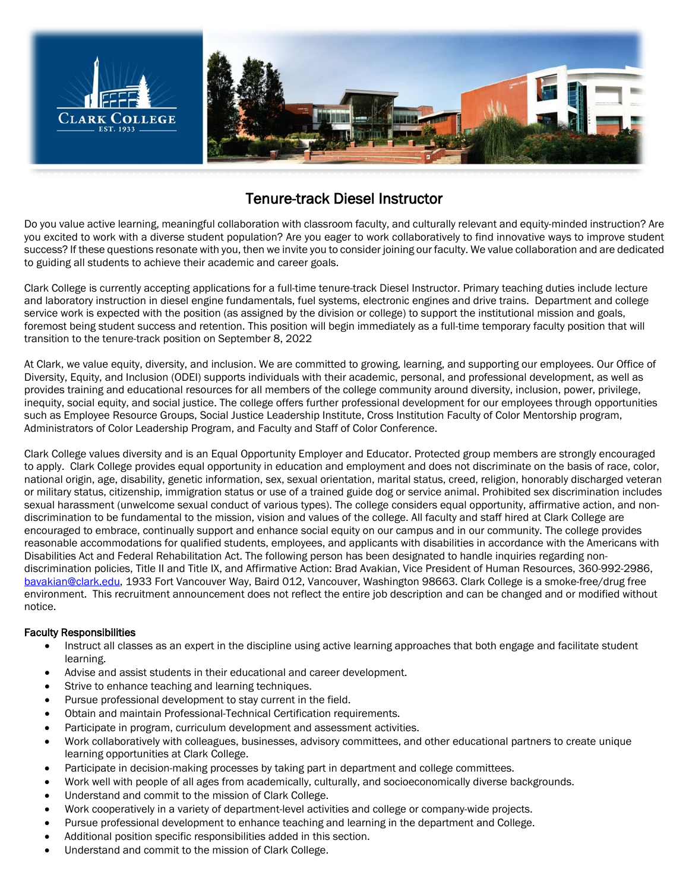# Tenure-track Diesel Instructor

Do you value active learning, meaningful collaboration with classroom faculty, and culturally relevant and equity-minded instruction? Are you excited to work with a diverse student population? Are you eager to work collaboratively to find innovative ways to improve student success? If these questions resonate with you, then we invite you to consider joining our faculty. We value collaboration and are dedicated to guiding all students to achieve their academic and career goals.

Clark College is currently accepting applications for a full-time tenure-track Diesel Instructor. Primary teaching duties include lecture and laboratory instruction in diesel engine fundamentals, fuel systems, electronic engines and drive trains. Department and college service work is expected with the position (as assigned by the division or college) to support the institutional mission and goals, foremost being student success and retention. This position will begin immediately as a full-time temporary faculty position that will transition to the tenure-track position on September 8, 2022

At Clark, we value equity, diversity, and inclusion. We are committed to growing, learning, and supporting our employees. Our Office of Diversity, Equity, and Inclusion (ODEI) supports individuals with their academic, personal, and professional development, as well as provides training and educational resources for all members of the college community around diversity, inclusion, power, privilege, inequity, social equity, and social justice. The college offers further professional development for our employees through opportunities such as Employee Resource Groups, Social Justice Leadership Institute, Cross Institution Faculty of Color Mentorship program, Administrators of Color Leadership Program, and Faculty and Staff of Color Conference.

Clark College values diversity and is an Equal Opportunity Employer and Educator. Protected group members are strongly encouraged to apply. Clark College provides equal opportunity in education and employment and does not discriminate on the basis of race, color, national origin, age, disability, genetic information, sex, sexual orientation, marital status, creed, religion, honorably discharged veteran or military status, citizenship, immigration status or use of a trained guide dog or service animal. Prohibited sex discrimination includes sexual harassment (unwelcome sexual conduct of various types). The college considers equal opportunity, affirmative action, and non-discrimination to be fundamental to the mission, vision and values of the college. All faculty and staff hired at Clark College are encouraged to embrace, continually support and enhance social equity on our campus and in our community. The college provides reasonable accommodations for qualified students, employees, and applicants with disabilities in accordance with the Americans with Disabilities Act and Federal Rehabilitation Act. The following person has been designated to handle inquiries regarding non-discrimination policies, Title II and Title IX, and Affirmative Action: Brad Avakian, Vice President of Human Resources, 360-992-2986, bavakian@clark.edu, 1933 Fort Vancouver Way, Baird 012, Vancouver, Washington 98663. Clark College is a smoke-free/drug free environment. This recruitment announcement does not reflect the entire job description and can be changed and or modified without notice.

## Faculty Responsibilities

- Instruct all classes as an expert in the discipline using active learning approaches that both engage and facilitate student learning.
- Advise and assist students in their educational and career development.
- Strive to enhance teaching and learning techniques.
- Pursue professional development to stay current in the field.
- Obtain and maintain Professional-Technical Certification requirements.
- Participate in program, curriculum development and assessment activities.
- Work collaboratively with colleagues, businesses, advisory committees, and other educational partners to create unique learning opportunities at Clark College.
- Participate in decision-making processes by taking part in department and college committees.
- Work well with people of all ages from academically, culturally, and socioeconomically diverse backgrounds.
- Understand and commit to the mission of Clark College.
- Work cooperatively in a variety of department-level activities and college or company-wide projects.
- Pursue professional development to enhance teaching and learning in the department and College.
- Additional position specific responsibilities added in this section.
- Understand and commit to the mission of Clark College.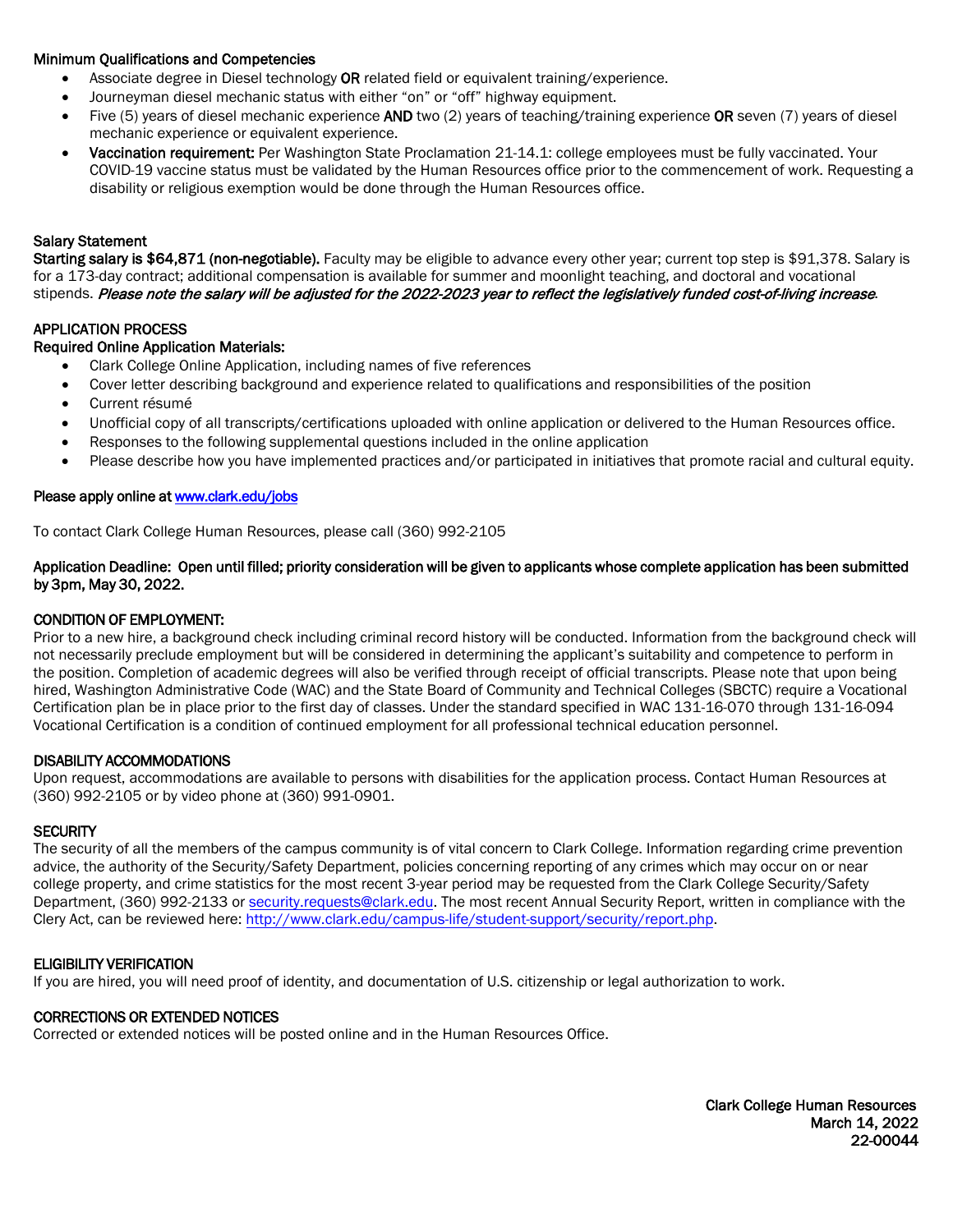## Minimum Qualifications and Competencies

- Associate degree in Diesel technology **OR** related field or equivalent training/experience.
- Journeyman diesel mechanic status with either "on" or "off" highway equipment.
- Five (5) years of diesel mechanic experience **AND** two (2) years of teaching/training experience **OR** seven (7) years of diesel mechanic experience or equivalent experience.
- **Vaccination requirement:** Per Washington State Proclamation 21-14.1: college employees must be fully vaccinated. Your COVID-19 vaccine status must be validated by the Human Resources office prior to the commencement of work. Requesting a disability or religious exemption would be done through the Human Resources office.

## Salary Statement

**Starting salary is $64,871 (non-negotiable).** Faculty may be eligible to advance every other year; current top step is $91,378. Salary is for a 173-day contract; additional compensation is available for summer and moonlight teaching, and doctoral and vocational stipends. ***Please note the salary will be adjusted for the 2022-2023 year to reflect the legislatively funded cost-of-living increase***.

## APPLICATION PROCESS

**Required Online Application Materials:**

- Clark College Online Application, including names of five references
- Cover letter describing background and experience related to qualifications and responsibilities of the position
- Current résumé
- Unofficial copy of all transcripts/certifications uploaded with online application or delivered to the Human Resources office.
- Responses to the following supplemental questions included in the online application
- Please describe how you have implemented practices and/or participated in initiatives that promote racial and cultural equity.

**Please apply online at [www.clark.edu/jobs](www.clark.edu/jobs)**

To contact Clark College Human Resources, please call (360) 992-2105

**Application Deadline: Open until filled; priority consideration will be given to applicants whose complete application has been submitted by 3pm, May 30, 2022.**

## CONDITION OF EMPLOYMENT:

Prior to a new hire, a background check including criminal record history will be conducted. Information from the background check will not necessarily preclude employment but will be considered in determining the applicant's suitability and competence to perform in the position. Completion of academic degrees will also be verified through receipt of official transcripts. Please note that upon being hired, Washington Administrative Code (WAC) and the State Board of Community and Technical Colleges (SBCTC) require a Vocational Certification plan be in place prior to the first day of classes. Under the standard specified in WAC 131-16-070 through 131-16-094 Vocational Certification is a condition of continued employment for all professional technical education personnel.

## DISABILITY ACCOMMODATIONS

Upon request, accommodations are available to persons with disabilities for the application process. Contact Human Resources at (360) 992-2105 or by video phone at (360) 991-0901.

## SECURITY

The security of all the members of the campus community is of vital concern to Clark College. Information regarding crime prevention advice, the authority of the Security/Safety Department, policies concerning reporting of any crimes which may occur on or near college property, and crime statistics for the most recent 3-year period may be requested from the Clark College Security/Safety Department, (360) 992-2133 or [security.requests@clark.edu](mailto:security.requests@clark.edu). The most recent Annual Security Report, written in compliance with the Clery Act, can be reviewed here: [http://www.clark.edu/campus-life/student-support/security/report.php](http://www.clark.edu/campus-life/student-support/security/report.php).

## ELIGIBILITY VERIFICATION

If you are hired, you will need proof of identity, and documentation of U.S. citizenship or legal authorization to work.

## CORRECTIONS OR EXTENDED NOTICES

Corrected or extended notices will be posted online and in the Human Resources Office.

**Clark College Human Resources**
**March 14, 2022**
**22-00044**